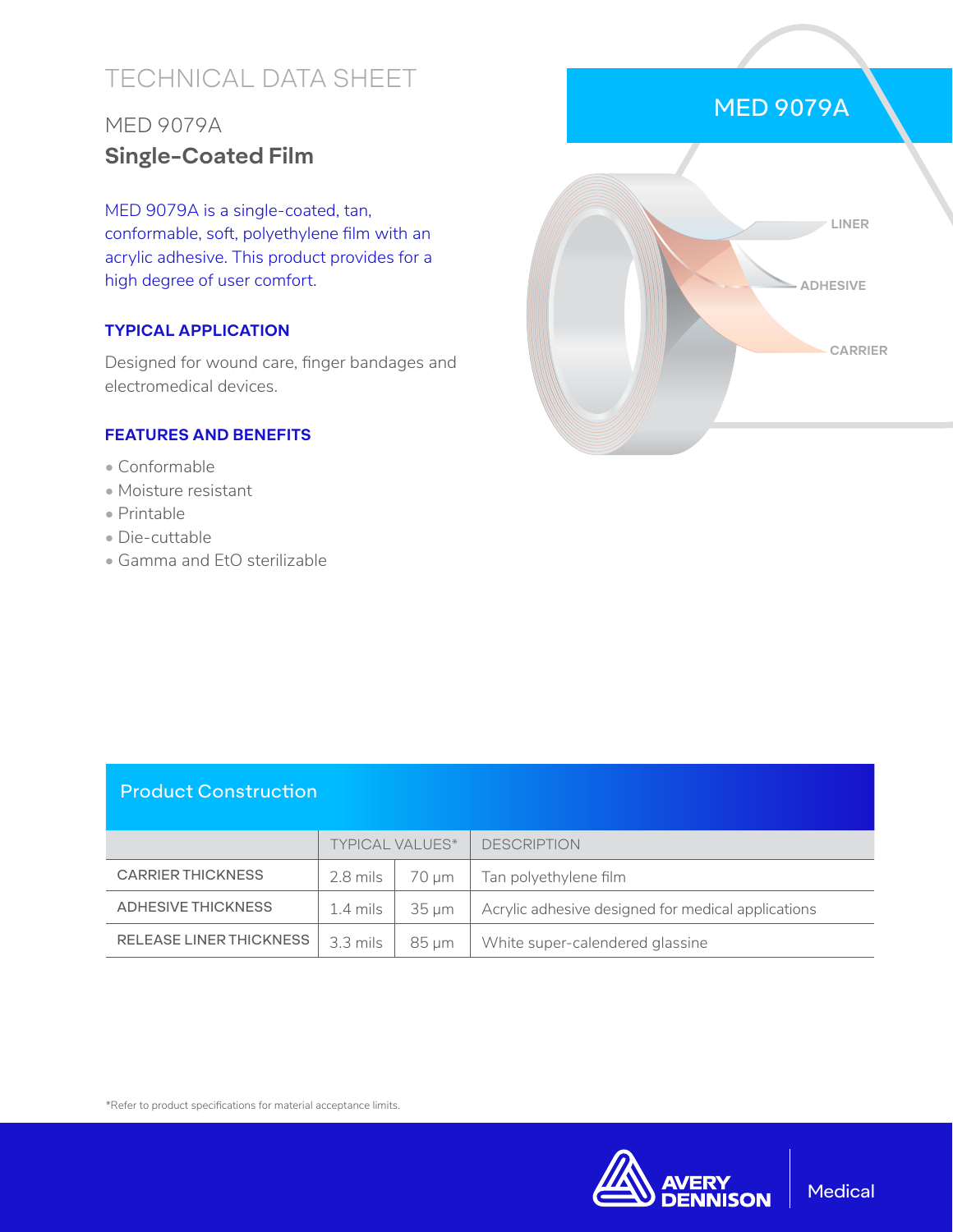# TECHNICAL DATA SHEET

## MED 9079A

## **Single-Coated Film**

MED 9079A is a single-coated, tan, conformable, soft, polyethylene film with an acrylic adhesive. This product provides for a high degree of user comfort.

### TYPICAL APPLICATION

Designed for wound care, finger bandages and electromedical devices.

### FEATURES AND BENEFITS

- Conformable
- Moisture resistant
- Printable
- Die-cuttable
- Gamma and EtO sterilizable

MED 9079A

LINER

ADHESIVE

CARRIER

## Product Construction

| | TYPICAL VALUES* | | DESCRIPTION |
|---|---|---|---|
| CARRIER THICKNESS | 2.8 mils | 70 µm | Tan polyethylene film |
| ADHESIVE THICKNESS | 1.4 mils | 35 µm | Acrylic adhesive designed for medical applications |
| RELEASE LINER THICKNESS | 3.3 mils | 85 µm | White super-calendered glassine |

*Refer to product specifications for material acceptance limits.

AVERY DENNISON | Medical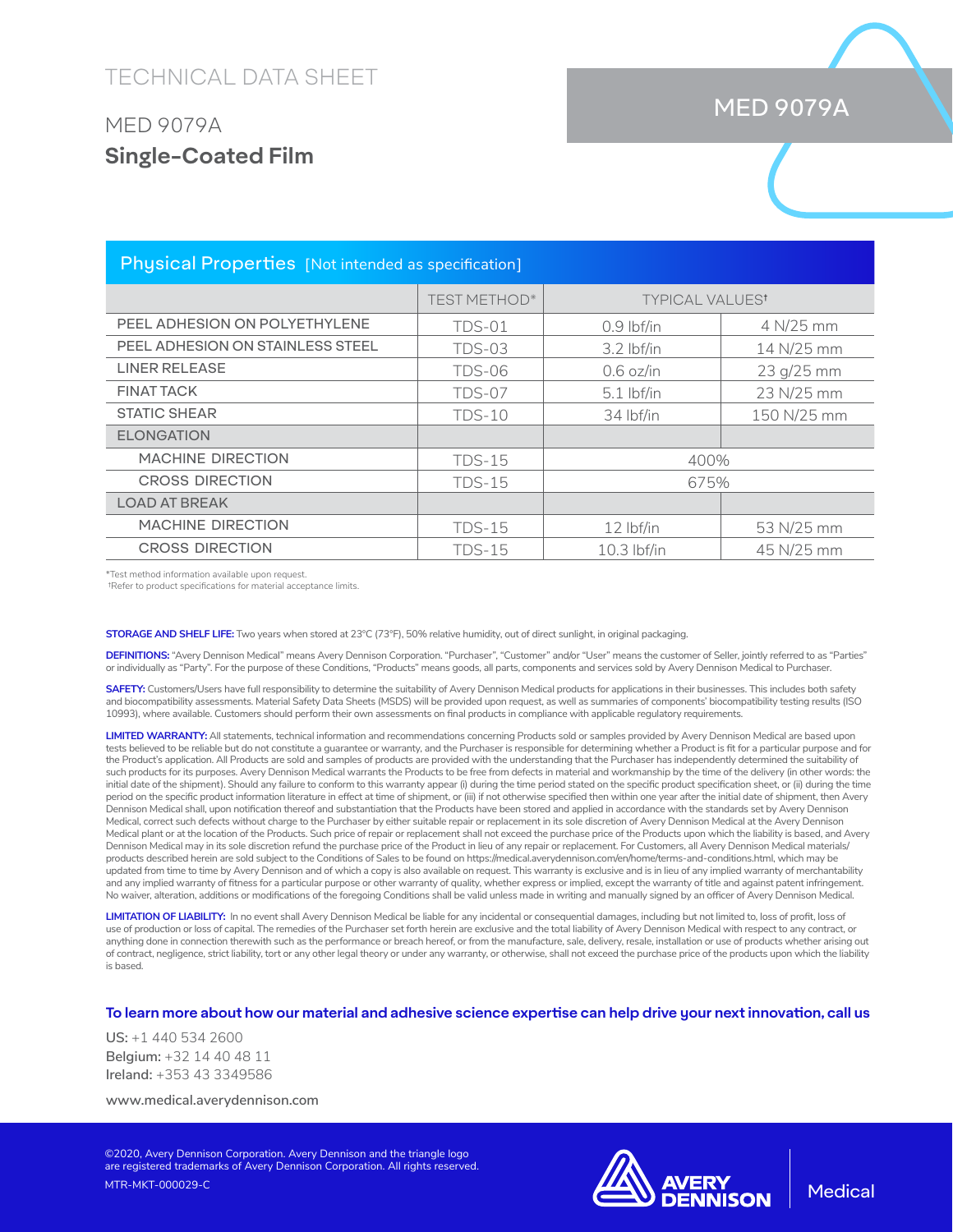TECHNICAL DATA SHEET

# MED 9079A

## Single-Coated Film

MED 9079A

### Physical Properties [Not intended as specification]

| | TEST METHOD* | TYPICAL VALUES† | |
|---|---|---|---|
| PEEL ADHESION ON POLYETHYLENE | TDS-01 | 0.9 lbf/in | 4 N/25 mm |
| PEEL ADHESION ON STAINLESS STEEL | TDS-03 | 3.2 lbf/in | 14 N/25 mm |
| LINER RELEASE | TDS-06 | 0.6 oz/in | 23 g/25 mm |
| FINAT TACK | TDS-07 | 5.1 lbf/in | 23 N/25 mm |
| STATIC SHEAR | TDS-10 | 34 lbf/in | 150 N/25 mm |
| ELONGATION | | | |
| MACHINE DIRECTION | TDS-15 | 400% | |
| CROSS DIRECTION | TDS-15 | 675% | |
| LOAD AT BREAK | | | |
| MACHINE DIRECTION | TDS-15 | 12 lbf/in | 53 N/25 mm |
| CROSS DIRECTION | TDS-15 | 10.3 lbf/in | 45 N/25 mm |

*Test method information available upon request.
†Refer to product specifications for material acceptance limits.

**STORAGE AND SHELF LIFE:** Two years when stored at 23°C (73°F), 50% relative humidity, out of direct sunlight, in original packaging.

**DEFINITIONS:** "Avery Dennison Medical" means Avery Dennison Corporation. "Purchaser", "Customer" and/or "User" means the customer of Seller, jointly referred to as "Parties" or individually as "Party". For the purpose of these Conditions, "Products" means goods, all parts, components and services sold by Avery Dennison Medical to Purchaser.

**SAFETY:** Customers/Users have full responsibility to determine the suitability of Avery Dennison Medical products for applications in their businesses. This includes both safety and biocompatibility assessments. Material Safety Data Sheets (MSDS) will be provided upon request, as well as summaries of components' biocompatibility testing results (ISO 10993), where available. Customers should perform their own assessments on final products in compliance with applicable regulatory requirements.

**LIMITED WARRANTY:** All statements, technical information and recommendations concerning Products sold or samples provided by Avery Dennison Medical are based upon tests believed to be reliable but do not constitute a guarantee or warranty, and the Purchaser is responsible for determining whether a Product is fit for a particular purpose and for the Product's application. All Products are sold and samples of products are provided with the understanding that the Purchaser has independently determined the suitability of such products for its purposes. Avery Dennison Medical warrants the Products to be free from defects in material and workmanship by the time of the delivery (in other words: the initial date of the shipment). Should any failure to conform to this warranty appear (i) during the time period stated on the specific product specification sheet, or (ii) during the time period on the specific product information literature in effect at time of shipment, or (iii) if not otherwise specified then within one year after the initial date of shipment, then Avery Dennison Medical shall, upon notification thereof and substantiation that the Products have been stored and applied in accordance with the standards set by Avery Dennison Medical, correct such defects without charge to the Purchaser by either suitable repair or replacement in its sole discretion of Avery Dennison Medical at the Avery Dennison Medical plant or at the location of the Products. Such price of repair or replacement shall not exceed the purchase price of the Products upon which the liability is based, and Avery Dennison Medical may in its sole discretion refund the purchase price of the Product in lieu of any repair or replacement. For Customers, all Avery Dennison Medical materials/ products described herein are sold subject to the Conditions of Sales to be found on https://medical.averydennison.com/en/home/terms-and-conditions.html, which may be updated from time to time by Avery Dennison and of which a copy is also available on request. This warranty is exclusive and is in lieu of any implied warranty of merchantability and any implied warranty of fitness for a particular purpose or other warranty of quality, whether express or implied, except the warranty of title and against patent infringement. No waiver, alteration, additions or modifications of the foregoing Conditions shall be valid unless made in writing and manually signed by an officer of Avery Dennison Medical.

**LIMITATION OF LIABILITY:** In no event shall Avery Dennison Medical be liable for any incidental or consequential damages, including but not limited to, loss of profit, loss of use of production or loss of capital. The remedies of the Purchaser set forth herein are exclusive and the total liability of Avery Dennison Medical with respect to any contract, or anything done in connection therewith such as the performance or breach hereof, or from the manufacture, sale, delivery, resale, installation or use of products whether arising out of contract, negligence, strict liability, tort or any other legal theory or under any warranty, or otherwise, shall not exceed the purchase price of the products upon which the liability is based.

**To learn more about how our material and adhesive science expertise can help drive your next innovation, call us**

US: +1 440 534 2600
Belgium: +32 14 40 48 11
Ireland: +353 43 3349586

www.medical.averydennison.com

©2020, Avery Dennison Corporation. Avery Dennison and the triangle logo are registered trademarks of Avery Dennison Corporation. All rights reserved.

MTR-MKT-000029-C

AVERY DENNISON Medical